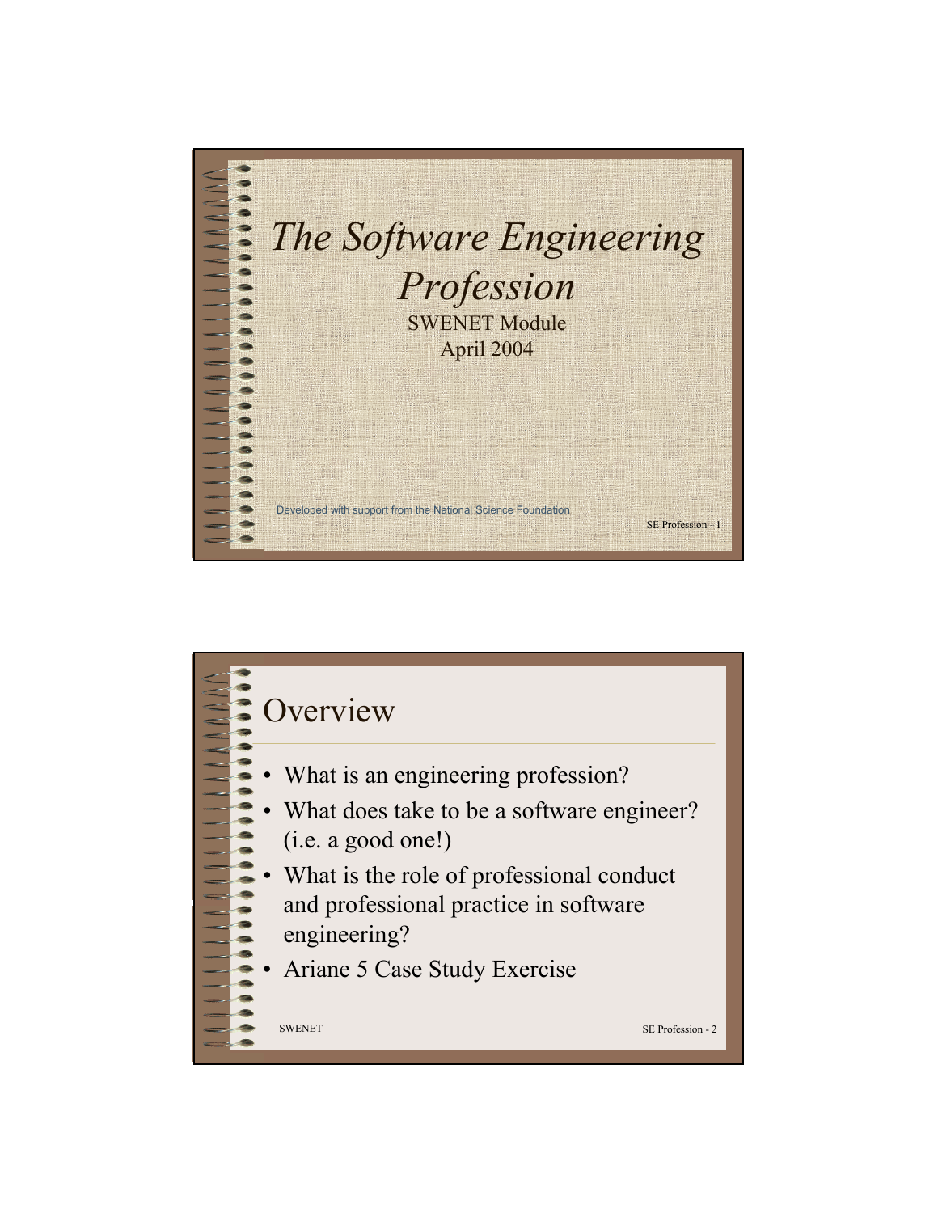# *The Software Engineering Profession*

SWENET Module
April 2004

Developed with support from the National Science Foundation

## Overview

- What is an engineering profession?
- What does take to be a software engineer? (i.e. a good one!)
- What is the role of professional conduct and professional practice in software engineering?
- Ariane 5 Case Study Exercise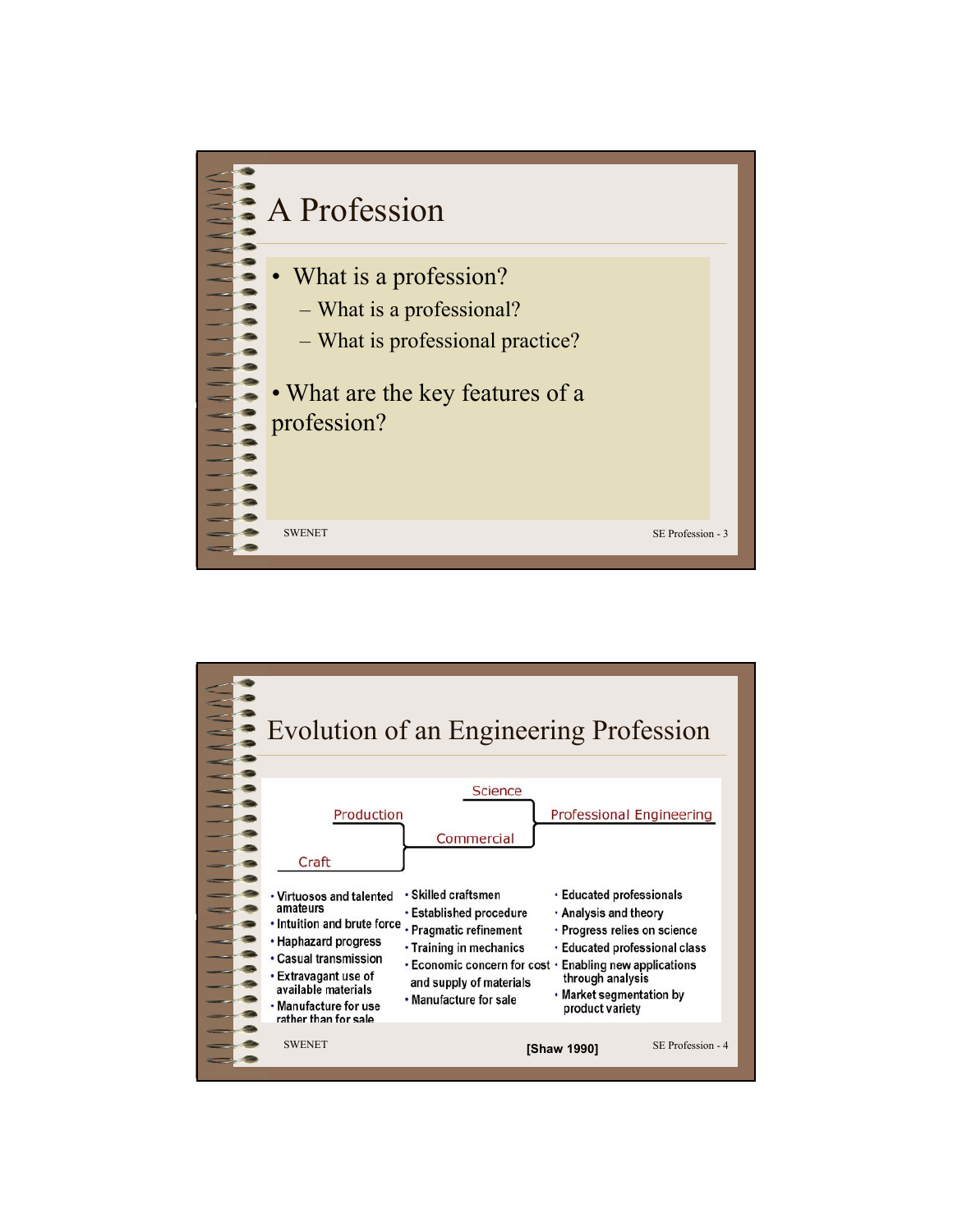# A Profession

- What is a profession?
  - What is a professional?
  - What is professional practice?

- What are the key features of a profession?

# Evolution of an Engineering Profession

Craft → Production → Commercial → (+ Science) → Professional Engineering

| Craft | Commercial | Professional Engineering |
|---|---|---|
| • Virtuosos and talented amateurs<br>• Intuition and brute force<br>• Haphazard progress<br>• Casual transmission<br>• Extravagant use of available materials<br>• Manufacture for use rather than for sale | • Skilled craftsmen<br>• Established procedure<br>• Pragmatic refinement<br>• Training in mechanics<br>• Economic concern for cost and supply of materials<br>• Manufacture for sale | • Educated professionals<br>• Analysis and theory<br>• Progress relies on science<br>• Educated professional class<br>• Enabling new applications through analysis<br>• Market segmentation by product variety |

[Shaw 1990]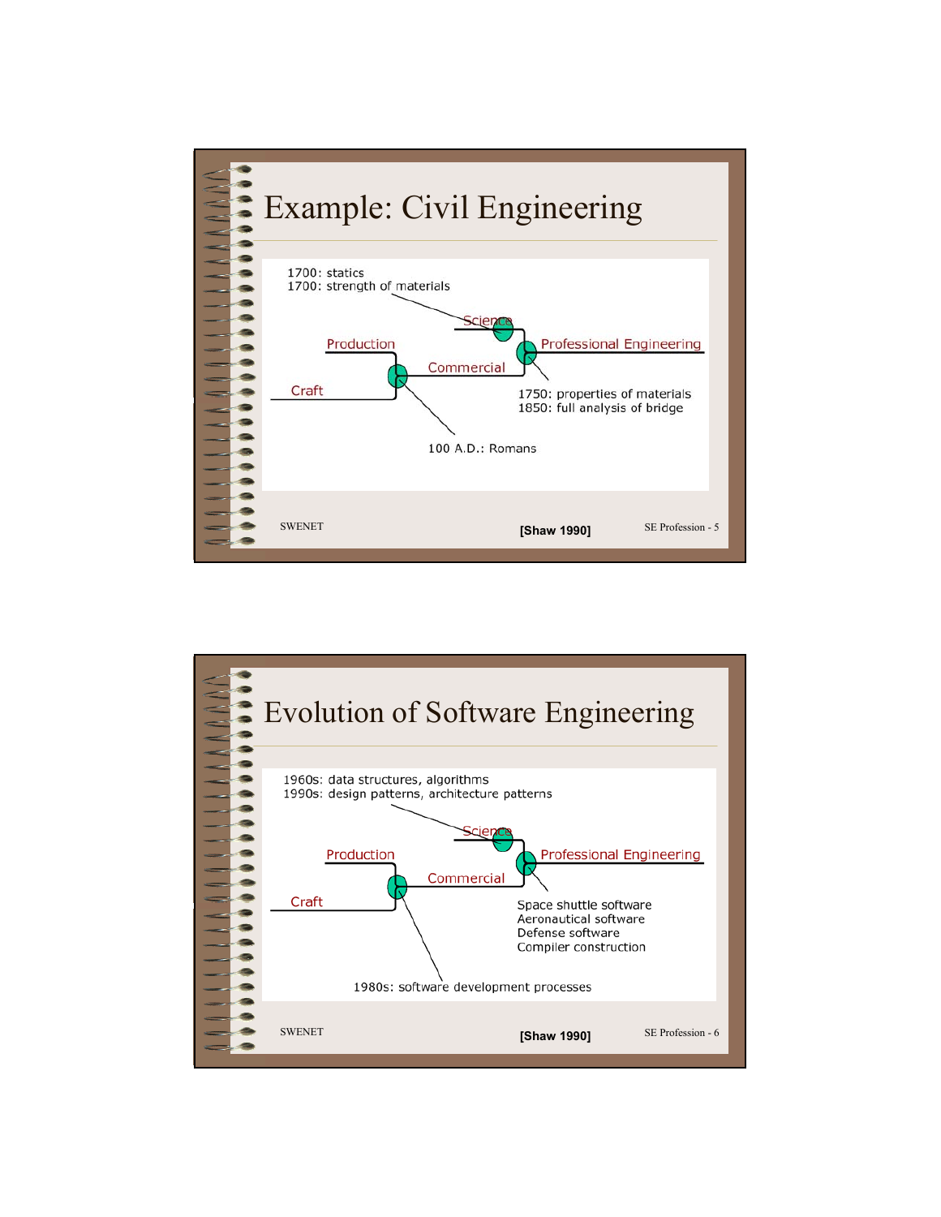# Example: Civil Engineering

1700: statics
1700: strength of materials

Science

Production

Professional Engineering

Commercial

Craft

1750: properties of materials
1850: full analysis of bridge

100 A.D.: Romans

SWENET

[Shaw 1990]

# Evolution of Software Engineering

1960s: data structures, algorithms
1990s: design patterns, architecture patterns

Science

Production

Professional Engineering

Commercial

Craft

Space shuttle software
Aeronautical software
Defense software
Compiler construction

1980s: software development processes

SWENET

[Shaw 1990]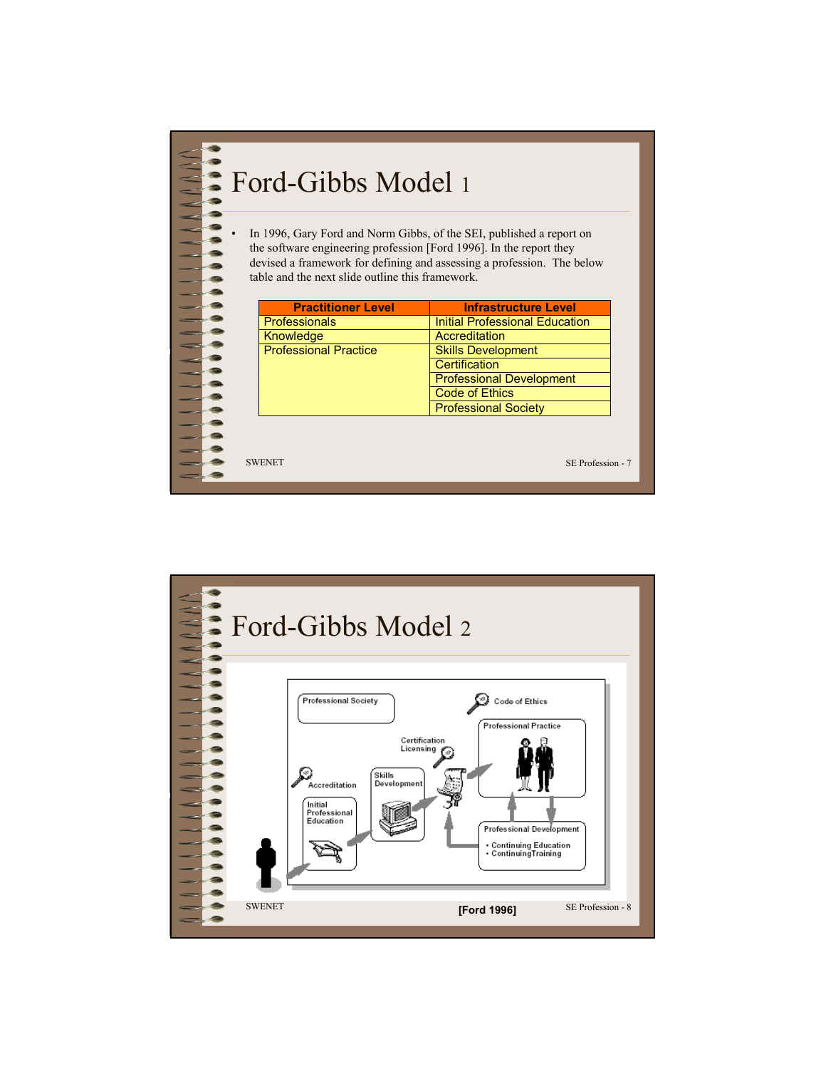# Ford-Gibbs Model 1

- In 1996, Gary Ford and Norm Gibbs, of the SEI, published a report on the software engineering profession [Ford 1996]. In the report they devised a framework for defining and assessing a profession. The below table and the next slide outline this framework.

| Practitioner Level | Infrastructure Level |
|---|---|
| Professionals | Initial Professional Education |
| Knowledge | Accreditation |
| Professional Practice | Skills Development |
| | Certification |
| | Professional Development |
| | Code of Ethics |
| | Professional Society |

SWENET

# Ford-Gibbs Model 2

Professional Society

Code of Ethics

Professional Practice

Certification Licensing

Accreditation

Skills Development

Initial Professional Education

Professional Development
- Continuing Education
- ContinuingTraining

SWENET

**[Ford 1996]**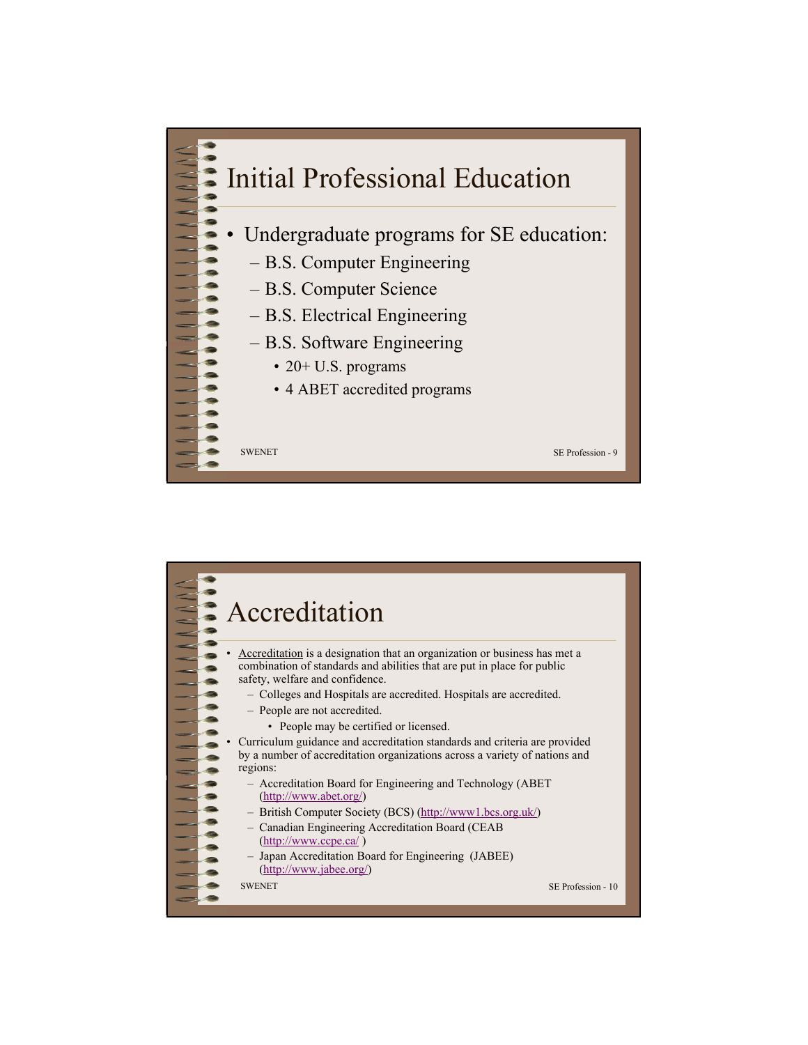# Initial Professional Education

- Undergraduate programs for SE education:
  - B.S. Computer Engineering
  - B.S. Computer Science
  - B.S. Electrical Engineering
  - B.S. Software Engineering
    - 20+ U.S. programs
    - 4 ABET accredited programs

# Accreditation

- Accreditation is a designation that an organization or business has met a combination of standards and abilities that are put in place for public safety, welfare and confidence.
  - Colleges and Hospitals are accredited. Hospitals are accredited.
  - People are not accredited.
    - People may be certified or licensed.
- Curriculum guidance and accreditation standards and criteria are provided by a number of accreditation organizations across a variety of nations and regions:
  - Accreditation Board for Engineering and Technology (ABET (http://www.abet.org/)
  - British Computer Society (BCS) (http://www1.bcs.org.uk/)
  - Canadian Engineering Accreditation Board (CEAB (http://www.ccpe.ca/ )
  - Japan Accreditation Board for Engineering (JABEE) (http://www.jabee.org/)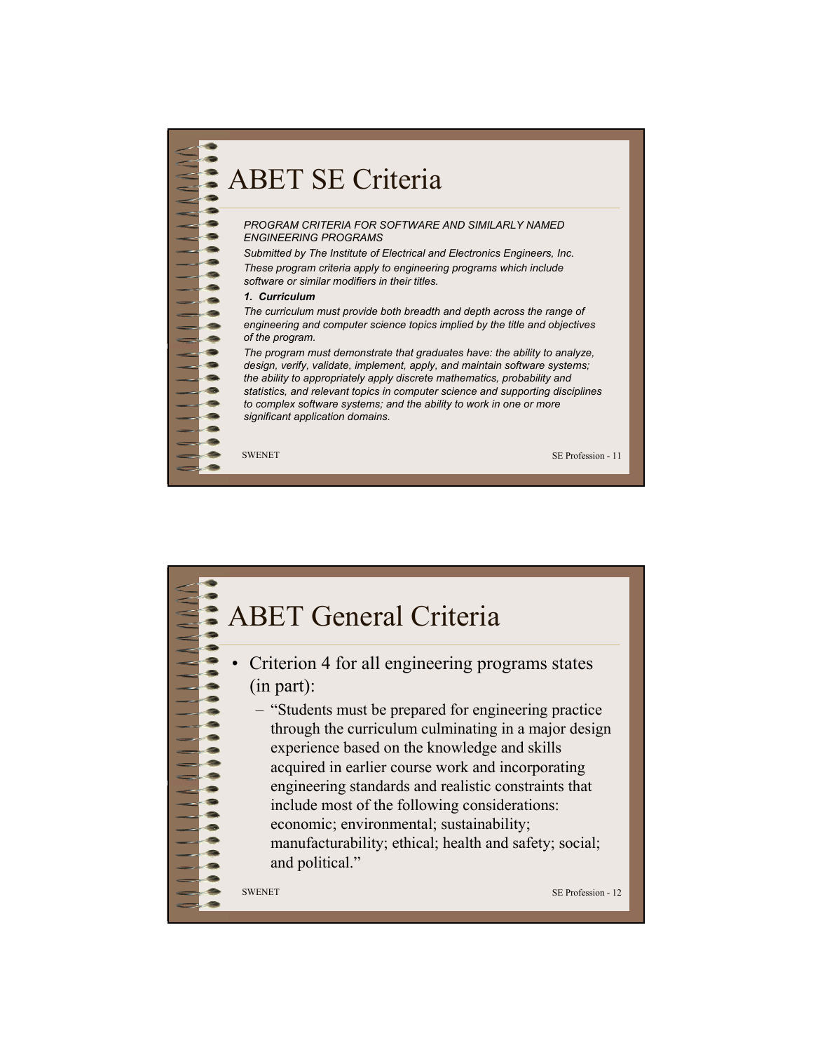# ABET SE Criteria

*PROGRAM CRITERIA FOR SOFTWARE AND SIMILARLY NAMED ENGINEERING PROGRAMS*

*Submitted by The Institute of Electrical and Electronics Engineers, Inc.*

*These program criteria apply to engineering programs which include software or similar modifiers in their titles.*

***1. Curriculum***

*The curriculum must provide both breadth and depth across the range of engineering and computer science topics implied by the title and objectives of the program.*

*The program must demonstrate that graduates have: the ability to analyze, design, verify, validate, implement, apply, and maintain software systems; the ability to appropriately apply discrete mathematics, probability and statistics, and relevant topics in computer science and supporting disciplines to complex software systems; and the ability to work in one or more significant application domains.*

# ABET General Criteria

- Criterion 4 for all engineering programs states (in part):
  - "Students must be prepared for engineering practice through the curriculum culminating in a major design experience based on the knowledge and skills acquired in earlier course work and incorporating engineering standards and realistic constraints that include most of the following considerations: economic; environmental; sustainability; manufacturability; ethical; health and safety; social; and political."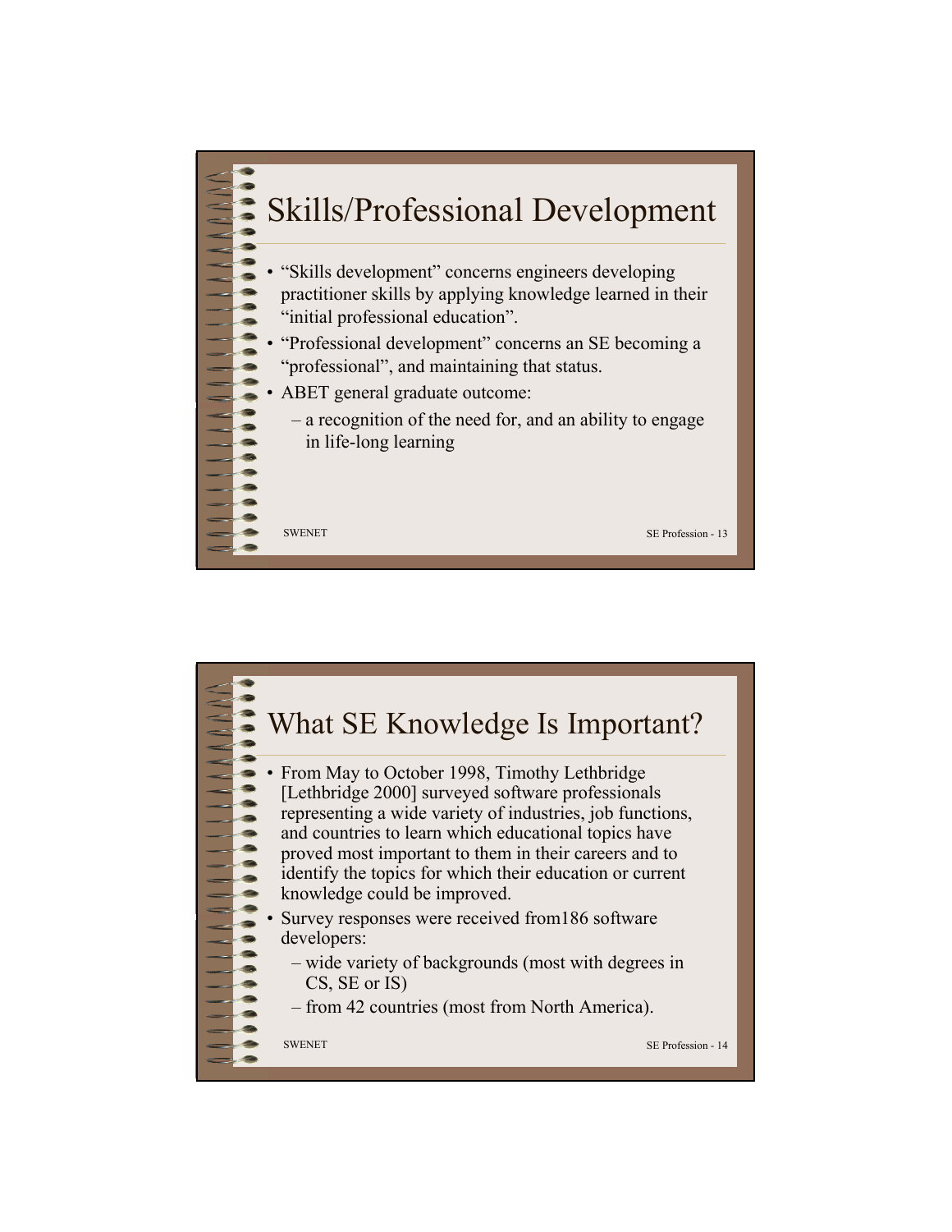# Skills/Professional Development

- "Skills development" concerns engineers developing practitioner skills by applying knowledge learned in their "initial professional education".
- "Professional development" concerns an SE becoming a "professional", and maintaining that status.
- ABET general graduate outcome:
  - a recognition of the need for, and an ability to engage in life-long learning

# What SE Knowledge Is Important?

- From May to October 1998, Timothy Lethbridge [Lethbridge 2000] surveyed software professionals representing a wide variety of industries, job functions, and countries to learn which educational topics have proved most important to them in their careers and to identify the topics for which their education or current knowledge could be improved.
- Survey responses were received from186 software developers:
  - wide variety of backgrounds (most with degrees in CS, SE or IS)
  - from 42 countries (most from North America).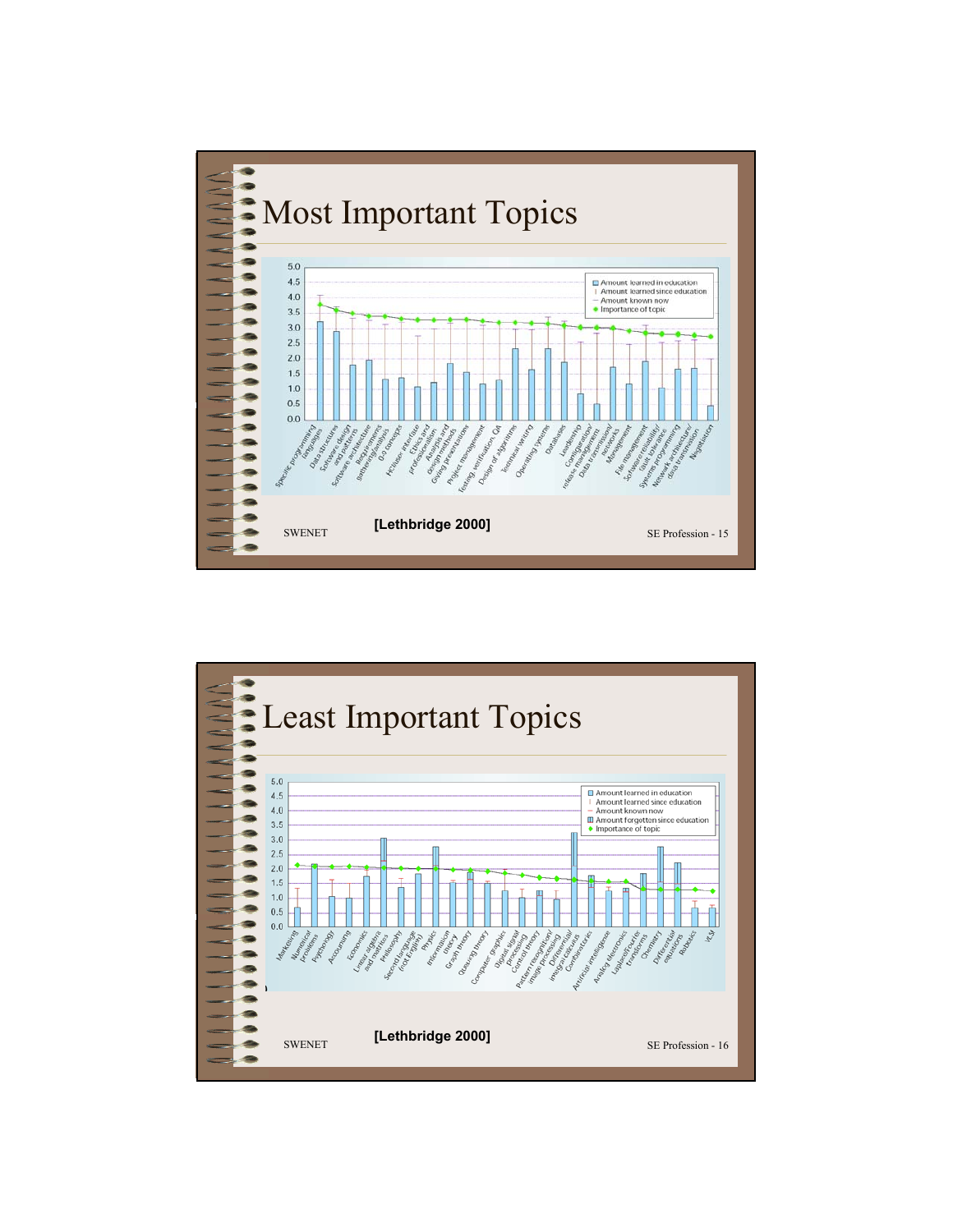# Most Important Topics

[Lethbridge 2000]

# Least Important Topics

[Lethbridge 2000]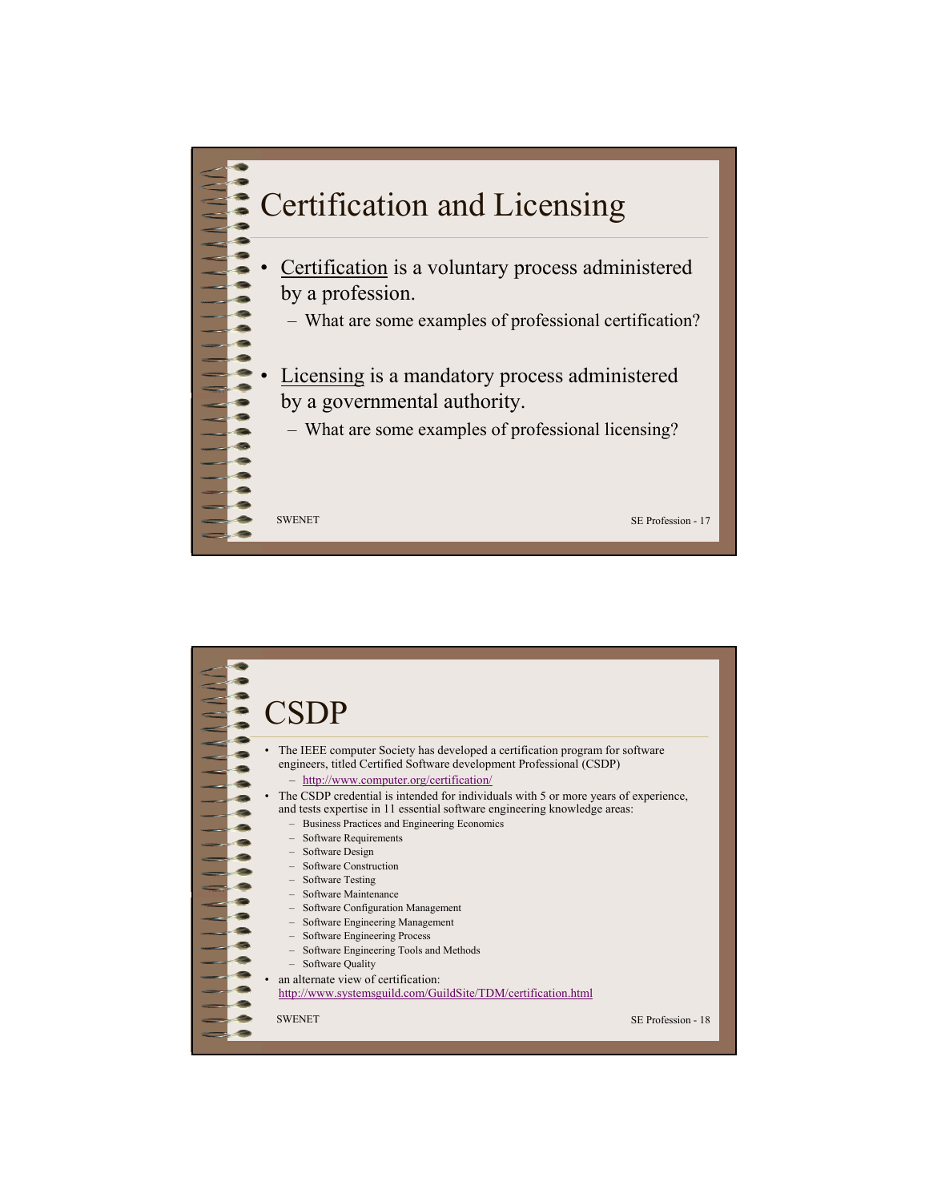# Certification and Licensing

- Certification is a voluntary process administered by a profession.
  - What are some examples of professional certification?
- Licensing is a mandatory process administered by a governmental authority.
  - What are some examples of professional licensing?

# CSDP

- The IEEE computer Society has developed a certification program for software engineers, titled Certified Software development Professional (CSDP)
  - http://www.computer.org/certification/
- The CSDP credential is intended for individuals with 5 or more years of experience, and tests expertise in 11 essential software engineering knowledge areas:
  - Business Practices and Engineering Economics
  - Software Requirements
  - Software Design
  - Software Construction
  - Software Testing
  - Software Maintenance
  - Software Configuration Management
  - Software Engineering Management
  - Software Engineering Process
  - Software Engineering Tools and Methods
  - Software Quality
- an alternate view of certification: http://www.systemsguild.com/GuildSite/TDM/certification.html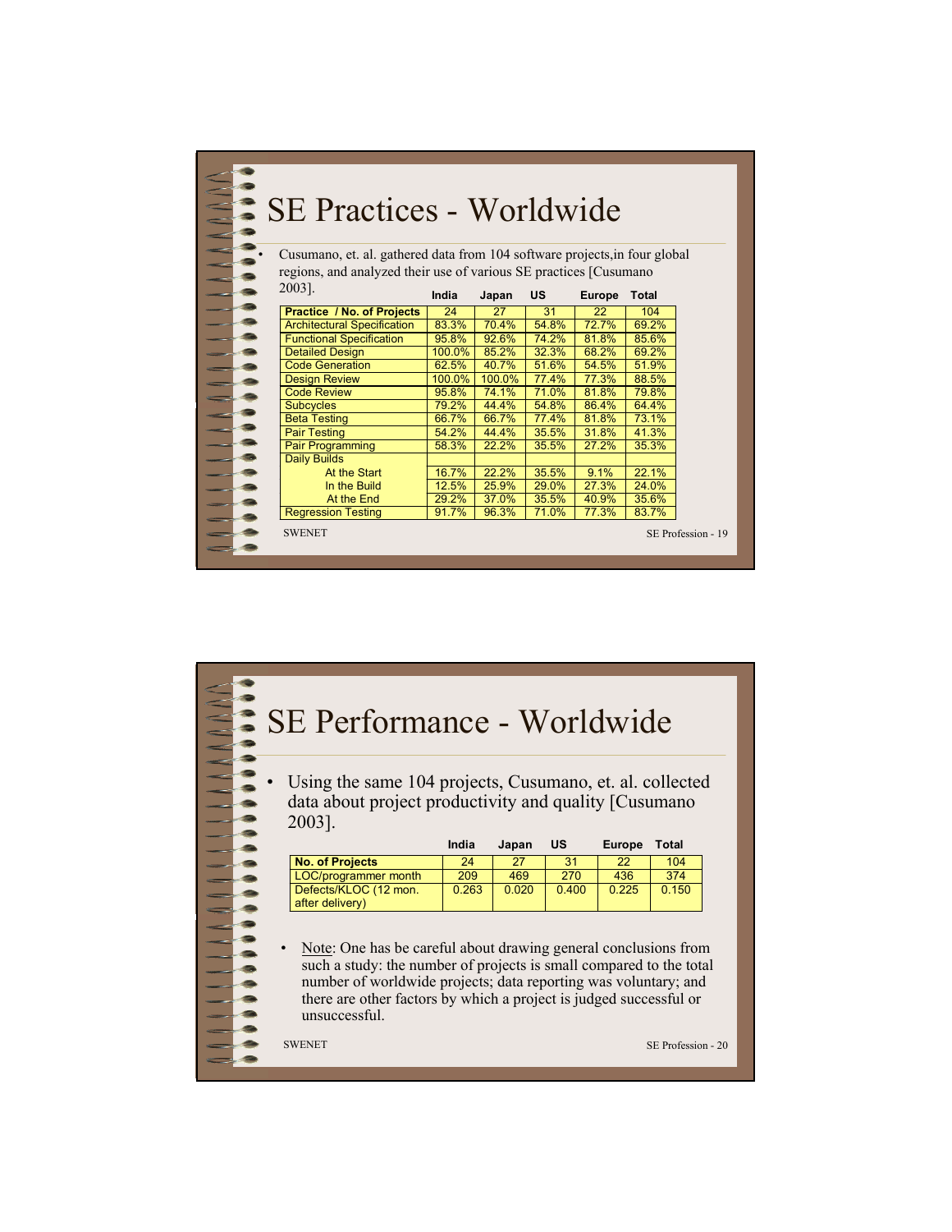# SE Practices - Worldwide

- Cusumano, et. al. gathered data from 104 software projects,in four global regions, and analyzed their use of various SE practices [Cusumano 2003].

| Practice / No. of Projects | India 24 | Japan 27 | US 31 | Europe 22 | Total 104 |
|---|---|---|---|---|---|
| Architectural Specification | 83.3% | 70.4% | 54.8% | 72.7% | 69.2% |
| Functional Specification | 95.8% | 92.6% | 74.2% | 81.8% | 85.6% |
| Detailed Design | 100.0% | 85.2% | 32.3% | 68.2% | 69.2% |
| Code Generation | 62.5% | 40.7% | 51.6% | 54.5% | 51.9% |
| Design Review | 100.0% | 100.0% | 77.4% | 77.3% | 88.5% |
| Code Review | 95.8% | 74.1% | 71.0% | 81.8% | 79.8% |
| Subcycles | 79.2% | 44.4% | 54.8% | 86.4% | 64.4% |
| Beta Testing | 66.7% | 66.7% | 77.4% | 81.8% | 73.1% |
| Pair Testing | 54.2% | 44.4% | 35.5% | 31.8% | 41.3% |
| Pair Programming | 58.3% | 22.2% | 35.5% | 27.2% | 35.3% |
| Daily Builds | | | | | |
| At the Start | 16.7% | 22.2% | 35.5% | 9.1% | 22.1% |
| In the Build | 12.5% | 25.9% | 29.0% | 27.3% | 24.0% |
| At the End | 29.2% | 37.0% | 35.5% | 40.9% | 35.6% |
| Regression Testing | 91.7% | 96.3% | 71.0% | 77.3% | 83.7% |

# SE Performance - Worldwide

- Using the same 104 projects, Cusumano, et. al. collected data about project productivity and quality [Cusumano 2003].

| | India | Japan | US | Europe | Total |
|---|---|---|---|---|---|
| No. of Projects | 24 | 27 | 31 | 22 | 104 |
| LOC/programmer month | 209 | 469 | 270 | 436 | 374 |
| Defects/KLOC (12 mon. after delivery) | 0.263 | 0.020 | 0.400 | 0.225 | 0.150 |

- Note: One has be careful about drawing general conclusions from such a study: the number of projects is small compared to the total number of worldwide projects; data reporting was voluntary; and there are other factors by which a project is judged successful or unsuccessful.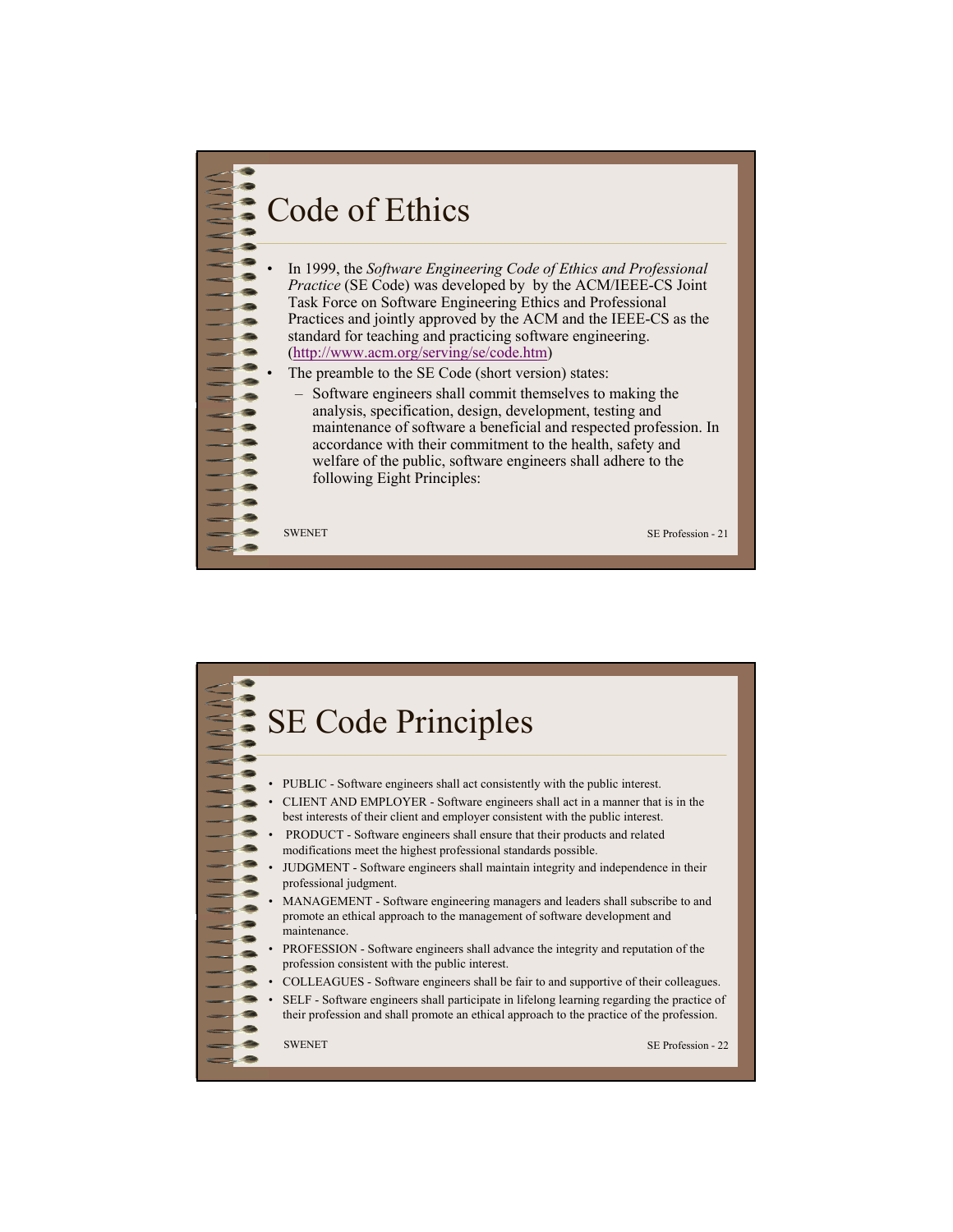# Code of Ethics

- In 1999, the *Software Engineering Code of Ethics and Professional Practice* (SE Code) was developed by by the ACM/IEEE-CS Joint Task Force on Software Engineering Ethics and Professional Practices and jointly approved by the ACM and the IEEE-CS as the standard for teaching and practicing software engineering. (http://www.acm.org/serving/se/code.htm)
- The preamble to the SE Code (short version) states:
  - Software engineers shall commit themselves to making the analysis, specification, design, development, testing and maintenance of software a beneficial and respected profession. In accordance with their commitment to the health, safety and welfare of the public, software engineers shall adhere to the following Eight Principles:

# SE Code Principles

- PUBLIC - Software engineers shall act consistently with the public interest.
- CLIENT AND EMPLOYER - Software engineers shall act in a manner that is in the best interests of their client and employer consistent with the public interest.
- PRODUCT - Software engineers shall ensure that their products and related modifications meet the highest professional standards possible.
- JUDGMENT - Software engineers shall maintain integrity and independence in their professional judgment.
- MANAGEMENT - Software engineering managers and leaders shall subscribe to and promote an ethical approach to the management of software development and maintenance.
- PROFESSION - Software engineers shall advance the integrity and reputation of the profession consistent with the public interest.
- COLLEAGUES - Software engineers shall be fair to and supportive of their colleagues.
- SELF - Software engineers shall participate in lifelong learning regarding the practice of their profession and shall promote an ethical approach to the practice of the profession.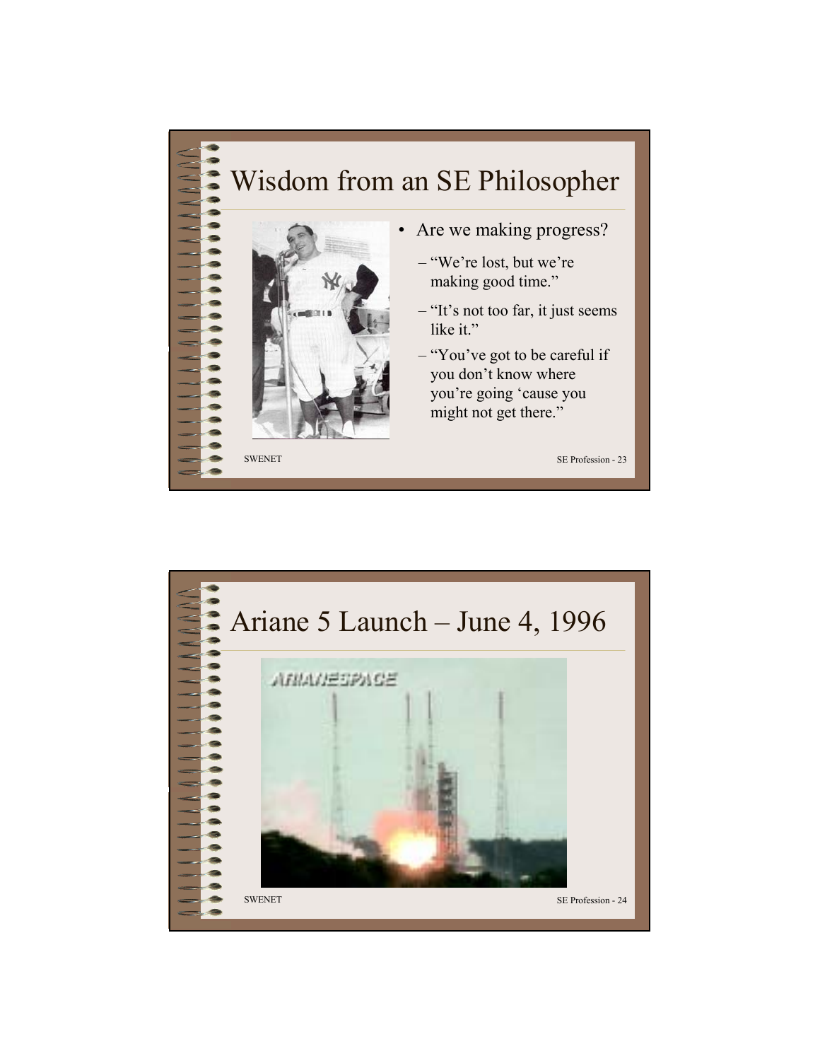# Wisdom from an SE Philosopher

- Are we making progress?
  - "We're lost, but we're making good time."
  - "It's not too far, it just seems like it."
  - "You've got to be careful if you don't know where you're going 'cause you might not get there."

# Ariane 5 Launch – June 4, 1996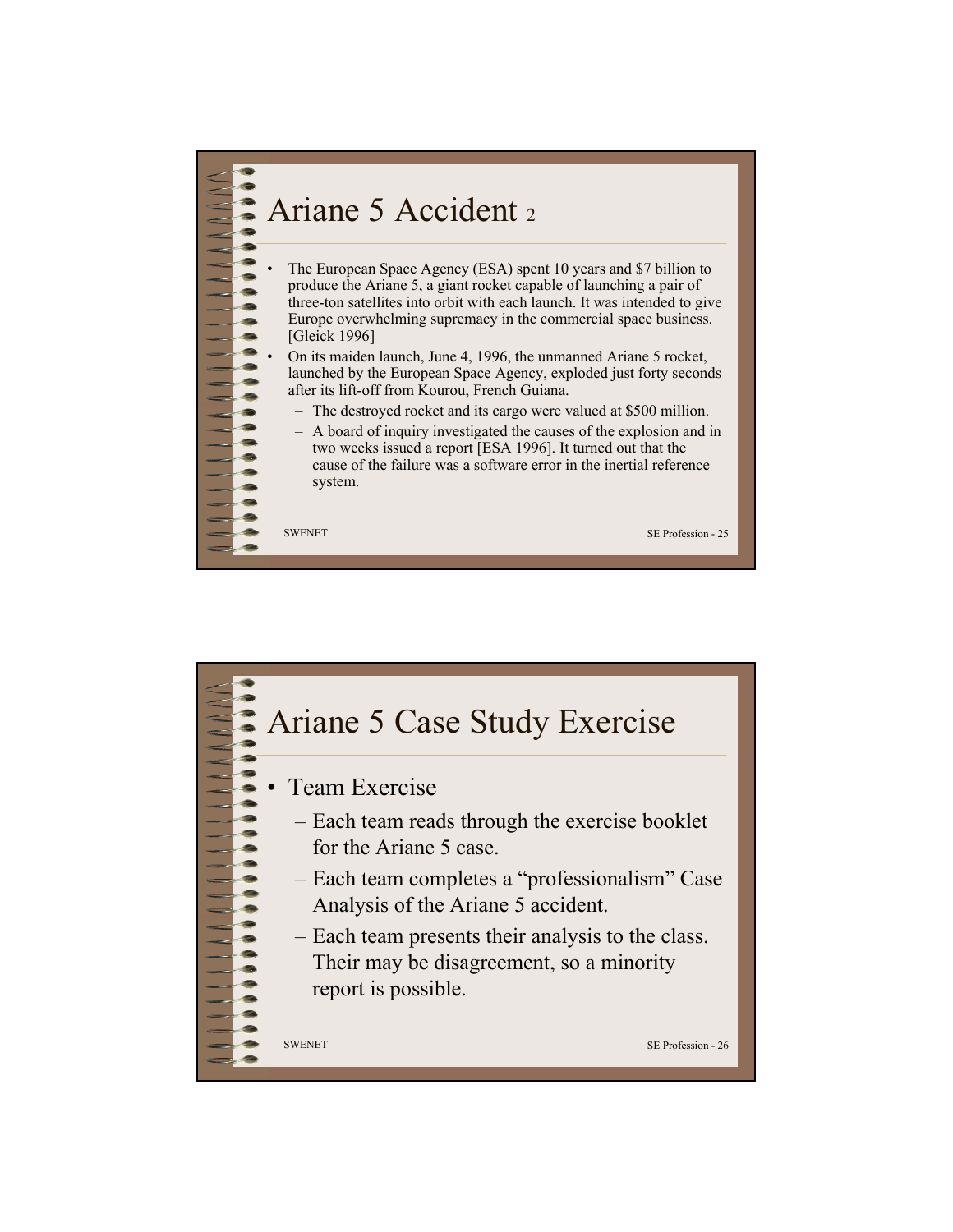# Ariane 5 Accident 2

- The European Space Agency (ESA) spent 10 years and $7 billion to produce the Ariane 5, a giant rocket capable of launching a pair of three-ton satellites into orbit with each launch. It was intended to give Europe overwhelming supremacy in the commercial space business. [Gleick 1996]
- On its maiden launch, June 4, 1996, the unmanned Ariane 5 rocket, launched by the European Space Agency, exploded just forty seconds after its lift-off from Kourou, French Guiana.
  - The destroyed rocket and its cargo were valued at $500 million.
  - A board of inquiry investigated the causes of the explosion and in two weeks issued a report [ESA 1996]. It turned out that the cause of the failure was a software error in the inertial reference system.

# Ariane 5 Case Study Exercise

- Team Exercise
  - Each team reads through the exercise booklet for the Ariane 5 case.
  - Each team completes a “professionalism” Case Analysis of the Ariane 5 accident.
  - Each team presents their analysis to the class. Their may be disagreement, so a minority report is possible.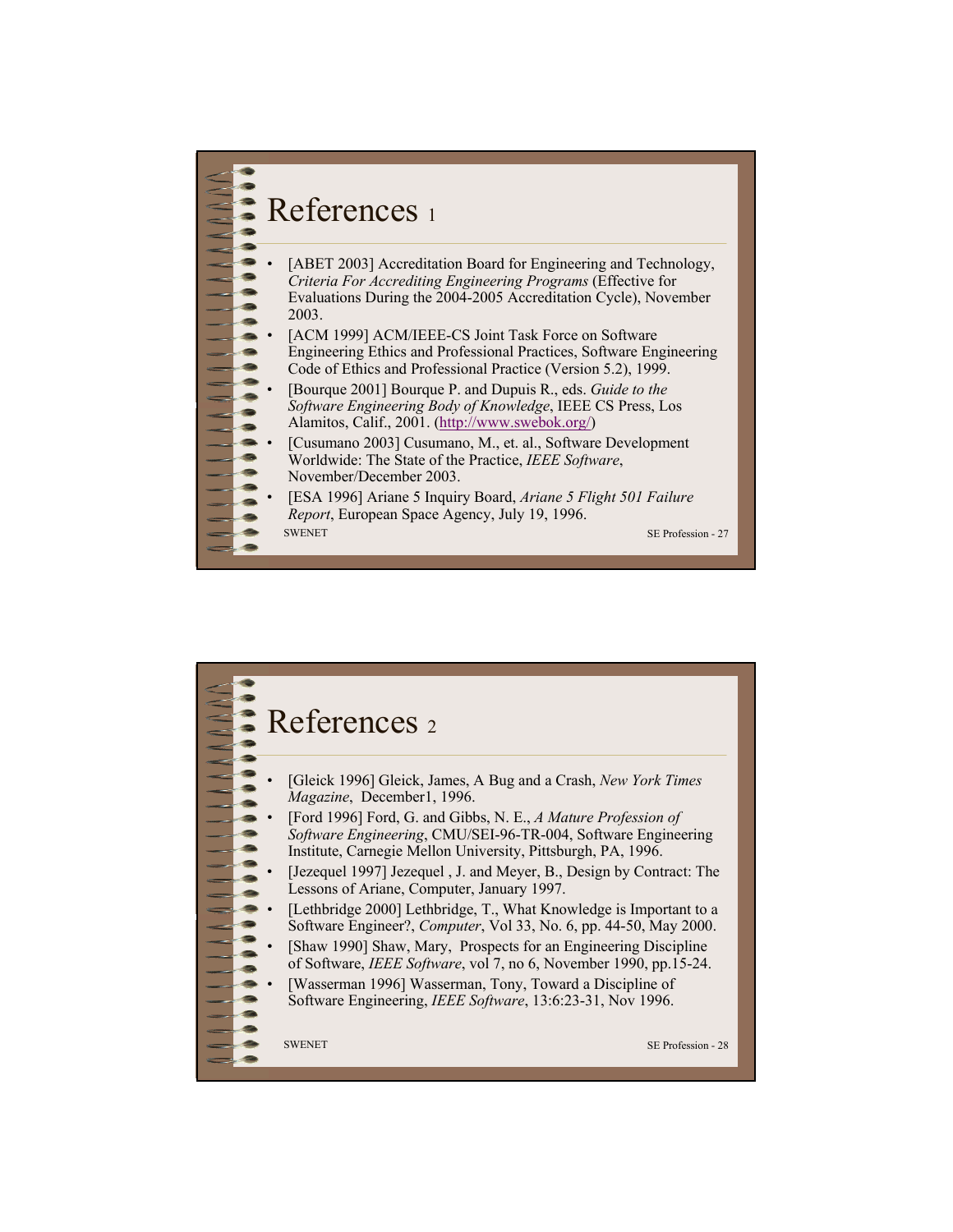# References 1

- [ABET 2003] Accreditation Board for Engineering and Technology, *Criteria For Accrediting Engineering Programs* (Effective for Evaluations During the 2004-2005 Accreditation Cycle), November 2003.
- [ACM 1999] ACM/IEEE-CS Joint Task Force on Software Engineering Ethics and Professional Practices, Software Engineering Code of Ethics and Professional Practice (Version 5.2), 1999.
- [Bourque 2001] Bourque P. and Dupuis R., eds. *Guide to the Software Engineering Body of Knowledge*, IEEE CS Press, Los Alamitos, Calif., 2001. (http://www.swebok.org/)
- [Cusumano 2003] Cusumano, M., et. al., Software Development Worldwide: The State of the Practice, *IEEE Software*, November/December 2003.
- [ESA 1996] Ariane 5 Inquiry Board, *Ariane 5 Flight 501 Failure Report*, European Space Agency, July 19, 1996.

# References 2

- [Gleick 1996] Gleick, James, A Bug and a Crash, *New York Times Magazine*, December1, 1996.
- [Ford 1996] Ford, G. and Gibbs, N. E., *A Mature Profession of Software Engineering*, CMU/SEI-96-TR-004, Software Engineering Institute, Carnegie Mellon University, Pittsburgh, PA, 1996.
- [Jezequel 1997] Jezequel , J. and Meyer, B., Design by Contract: The Lessons of Ariane, Computer, January 1997.
- [Lethbridge 2000] Lethbridge, T., What Knowledge is Important to a Software Engineer?, *Computer*, Vol 33, No. 6, pp. 44-50, May 2000.
- [Shaw 1990] Shaw, Mary, Prospects for an Engineering Discipline of Software, *IEEE Software*, vol 7, no 6, November 1990, pp.15-24.
- [Wasserman 1996] Wasserman, Tony, Toward a Discipline of Software Engineering, *IEEE Software*, 13:6:23-31, Nov 1996.